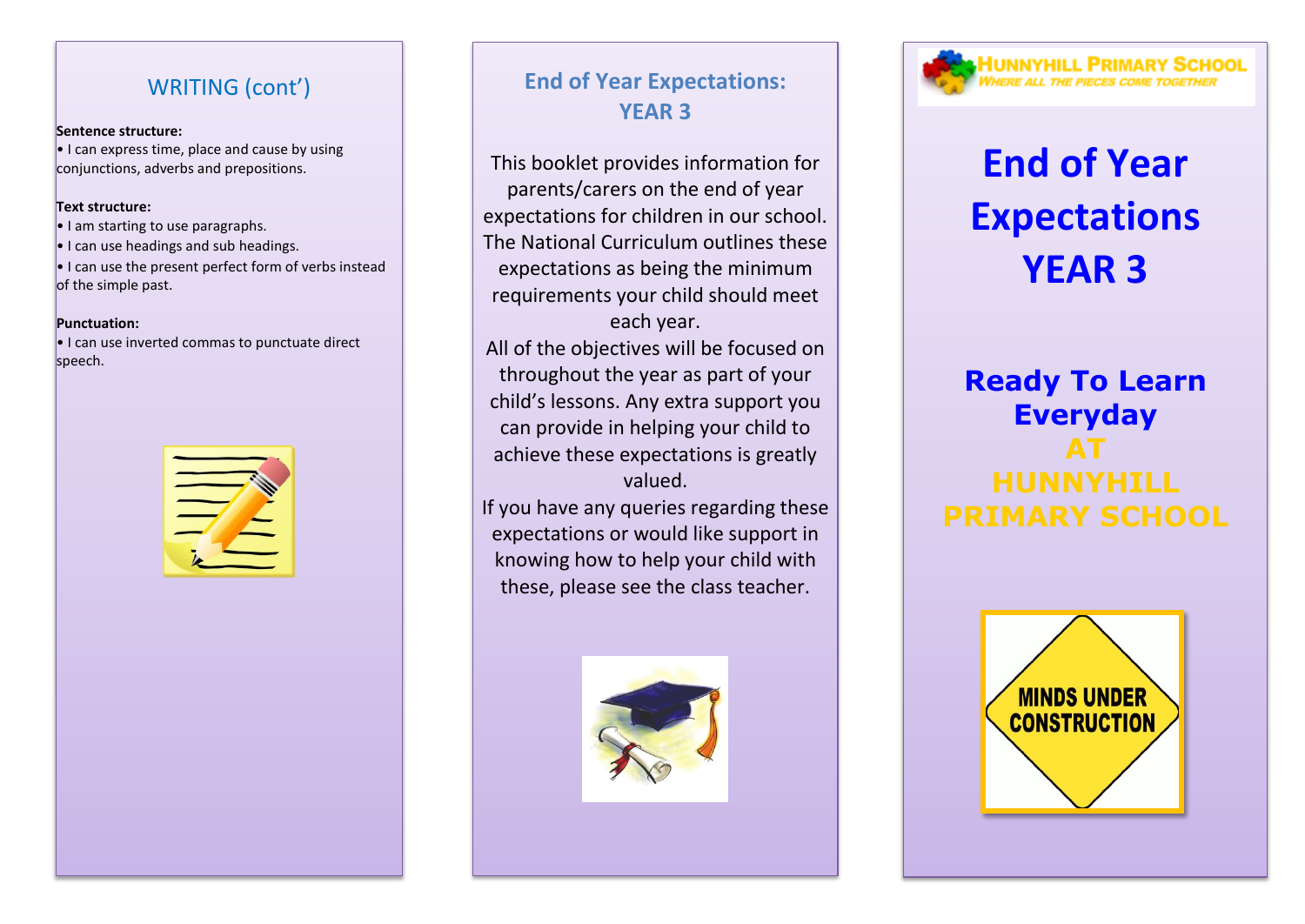## WRITING (cont')

**Sentence structure:**

- I can express time, place and cause by using conjunctions, adverbs and prepositions.

**Text structure:**

- I am starting to use paragraphs.
- I can use headings and sub headings.
- I can use the present perfect form of verbs instead of the simple past.

**Punctuation:**

- I can use inverted commas to punctuate direct speech.

## End of Year Expectations: YEAR 3

This booklet provides information for parents/carers on the end of year expectations for children in our school. The National Curriculum outlines these expectations as being the minimum requirements your child should meet each year.

All of the objectives will be focused on throughout the year as part of your child's lessons. Any extra support you can provide in helping your child to achieve these expectations is greatly valued.

If you have any queries regarding these expectations or would like support in knowing how to help your child with these, please see the class teacher.

HUNNYHILL PRIMARY SCHOOL
*WHERE ALL THE PIECES COME TOGETHER*

# End of Year Expectations YEAR 3

## Ready To Learn Everyday AT HUNNYHILL PRIMARY SCHOOL

MINDS UNDER CONSTRUCTION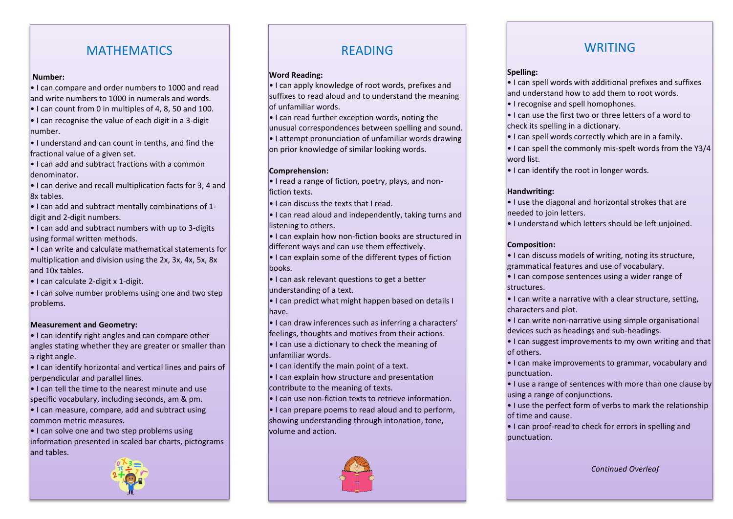## MATHEMATICS

**Number:**

- I can compare and order numbers to 1000 and read and write numbers to 1000 in numerals and words.
- I can count from 0 in multiples of 4, 8, 50 and 100.
- I can recognise the value of each digit in a 3-digit number.
- I understand and can count in tenths, and find the fractional value of a given set.
- I can add and subtract fractions with a common denominator.
- I can derive and recall multiplication facts for 3, 4 and 8x tables.
- I can add and subtract mentally combinations of 1-digit and 2-digit numbers.
- I can add and subtract numbers with up to 3-digits using formal written methods.
- I can write and calculate mathematical statements for multiplication and division using the 2x, 3x, 4x, 5x, 8x and 10x tables.
- I can calculate 2-digit x 1-digit.
- I can solve number problems using one and two step problems.

**Measurement and Geometry:**

- I can identify right angles and can compare other angles stating whether they are greater or smaller than a right angle.
- I can identify horizontal and vertical lines and pairs of perpendicular and parallel lines.
- I can tell the time to the nearest minute and use specific vocabulary, including seconds, am & pm.
- I can measure, compare, add and subtract using common metric measures.
- I can solve one and two step problems using information presented in scaled bar charts, pictograms and tables.

## READING

**Word Reading:**

- I can apply knowledge of root words, prefixes and suffixes to read aloud and to understand the meaning of unfamiliar words.
- I can read further exception words, noting the unusual correspondences between spelling and sound.
- I attempt pronunciation of unfamiliar words drawing on prior knowledge of similar looking words.

**Comprehension:**

- I read a range of fiction, poetry, plays, and non-fiction texts.
- I can discuss the texts that I read.
- I can read aloud and independently, taking turns and listening to others.
- I can explain how non-fiction books are structured in different ways and can use them effectively.
- I can explain some of the different types of fiction books.
- I can ask relevant questions to get a better understanding of a text.
- I can predict what might happen based on details I have.
- I can draw inferences such as inferring a characters' feelings, thoughts and motives from their actions.
- I can use a dictionary to check the meaning of unfamiliar words.
- I can identify the main point of a text.
- I can explain how structure and presentation contribute to the meaning of texts.
- I can use non-fiction texts to retrieve information.
- I can prepare poems to read aloud and to perform, showing understanding through intonation, tone, volume and action.

## WRITING

**Spelling:**

- I can spell words with additional prefixes and suffixes and understand how to add them to root words.
- I recognise and spell homophones.
- I can use the first two or three letters of a word to check its spelling in a dictionary.
- I can spell words correctly which are in a family.
- I can spell the commonly mis-spelt words from the Y3/4 word list.
- I can identify the root in longer words.

**Handwriting:**

- I use the diagonal and horizontal strokes that are needed to join letters.
- I understand which letters should be left unjoined.

**Composition:**

- I can discuss models of writing, noting its structure, grammatical features and use of vocabulary.
- I can compose sentences using a wider range of structures.
- I can write a narrative with a clear structure, setting, characters and plot.
- I can write non-narrative using simple organisational devices such as headings and sub-headings.
- I can suggest improvements to my own writing and that of others.
- I can make improvements to grammar, vocabulary and punctuation.
- I use a range of sentences with more than one clause by using a range of conjunctions.
- I use the perfect form of verbs to mark the relationship of time and cause.
- I can proof-read to check for errors in spelling and punctuation.

*Continued Overleaf*